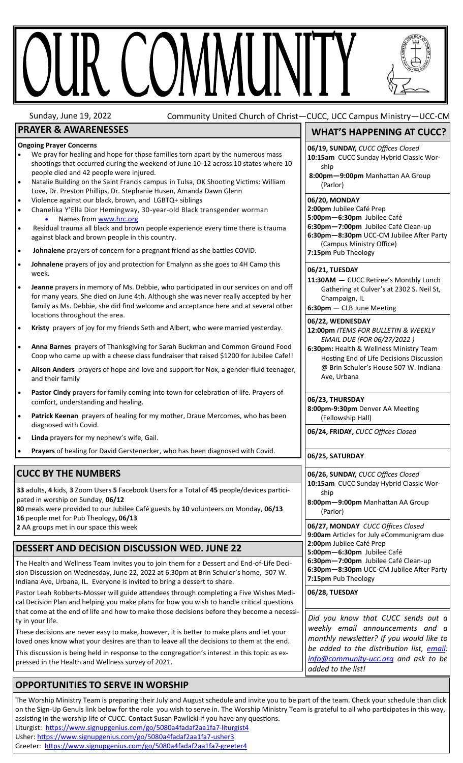# OUR COMMUNITY

Sunday, June 19, 2022 — Community United Church of Christ—CUCC, UCC Campus Ministry—UCC-CM

## PRAYER & AWARENESSES

**Ongoing Prayer Concerns**

- We pray for healing and hope for those families torn apart by the numerous mass shootings that occurred during the weekend of June 10-12 across 10 states where 10 people died and 42 people were injured.
- Natalie Building on the Saint Francis campus in Tulsa, OK Shooting Victims: William Love, Dr. Preston Phillips, Dr. Stephanie Husen, Amanda Dawn Glenn
- Violence against our black, brown, and LGBTQ+ siblings
- Chanelika Y'Ella Dior Hemingway, 30-year-old Black transgender worman
  - Names from www.hrc.org
- Residual trauma all black and brown people experience every time there is trauma against black and brown people in this country.
- **Johnalene** prayers of concern for a pregnant friend as she battles COVID.
- **Johnalene** prayers of joy and protection for Emalynn as she goes to 4H Camp this week.
- **Jeanne** prayers in memory of Ms. Debbie, who participated in our services on and off for many years. She died on June 4th. Although she was never really accepted by her family as Ms. Debbie, she did find welcome and acceptance here and at several other locations throughout the area.
- **Kristy** prayers of joy for my friends Seth and Albert, who were married yesterday.
- **Anna Barnes** prayers of Thanksgiving for Sarah Buckman and Common Ground Food Coop who came up with a cheese class fundraiser that raised $1200 for Jubilee Cafe!!
- **Alison Anders** prayers of hope and love and support for Nox, a gender-fluid teenager, and their family
- **Pastor Cindy** prayers for family coming into town for celebration of life. Prayers of comfort, understanding and healing.
- **Patrick Keenan** prayers of healing for my mother, Draue Mercomes, who has been diagnosed with Covid.
- **Linda** prayers for my nephew's wife, Gail.
- **Prayers** of healing for David Gerstenecker, who has been diagnosed with Covid.

## CUCC BY THE NUMBERS

**33** adults, **4** kids, **3** Zoom Users **5** Facebook Users for a Total of **45** people/devices participated in worship on Sunday, **06/12**

**80** meals were provided to our Jubilee Café guests by **10** volunteers on Monday, **06/13**

**16** people met for Pub Theology**, 06/13**

**2** AA groups met in our space this week

## DESSERT AND DECISION DISCUSSION WED. JUNE 22

The Health and Wellness Team invites you to join them for a Dessert and End-of-Life Decision Discussion on Wednesday, June 22, 2022 at 6:30pm at Brin Schuler's home, 507 W. Indiana Ave, Urbana, IL. Everyone is invited to bring a dessert to share.

Pastor Leah Robberts-Mosser will guide attendees through completing a Five Wishes Medical Decision Plan and helping you make plans for how you wish to handle critical questions that come at the end of life and how to make those decisions before they become a necessity in your life.

These decisions are never easy to make, however, it is better to make plans and let your loved ones know what your desires are than to leave all the decisions to them at the end.

This discussion is being held in response to the congregation's interest in this topic as expressed in the Health and Wellness survey of 2021.

## WHAT'S HAPPENING AT CUCC?

**06/19, SUNDAY,** *CUCC Offices Closed*
**10:15am** CUCC Sunday Hybrid Classic Worship
**8:00pm—9:00pm** Manhattan AA Group (Parlor)

**06/20, MONDAY**
**2:00pm** Jubilee Café Prep
**5:00pm—6:30pm** Jubilee Café
**6:30pm—7:00pm** Jubilee Café Clean-up
**6:30pm—8:30pm** UCC-CM Jubilee After Party (Campus Ministry Office)
**7:15pm** Pub Theology

**06/21, TUESDAY**
**11:30AM** — CUCC Retiree's Monthly Lunch Gathering at Culver's at 2302 S. Neil St, Champaign, IL
**6:30pm** — CLB June Meeting

**06/22, WEDNESDAY**
**12:00pm** *ITEMS FOR BULLETIN & WEEKLY EMAIL DUE (FOR 06/27/2022 )*
**6:30pm:** Health & Wellness Ministry Team Hosting End of Life Decisions Discussion @ Brin Schuler's House 507 W. Indiana Ave, Urbana

**06/23, THURSDAY**
**8:00pm-9:30pm** Denver AA Meeting (Fellowship Hall)

**06/24, FRIDAY,** *CUCC Offices Closed*

**06/25, SATURDAY**

**06/26, SUNDAY,** *CUCC Offices Closed*
**10:15am** CUCC Sunday Hybrid Classic Worship
**8:00pm—9:00pm** Manhattan AA Group (Parlor)

**06/27, MONDAY** *CUCC Offices Closed*
**9:00am** Articles for July eCommunigram due
**2:00pm** Jubilee Café Prep
**5:00pm—6:30pm** Jubilee Café
**6:30pm—7:00pm** Jubilee Café Clean-up
**6:30pm—8:30pm** UCC-CM Jubilee After Party
**7:15pm** Pub Theology

**06/28, TUESDAY**

*Did you know that CUCC sends out a weekly email announcements and a monthly newsletter? If you would like to be added to the distribution list, email: info@community-ucc.org and ask to be added to the list!*

## OPPORTUNITIES TO SERVE IN WORSHIP

The Worship Ministry Team is preparing their July and August schedule and invite you to be part of the team. Check your schedule than click on the Sign-Up Genuis link below for the role you wish to serve in. The Worship Ministry Team is grateful to all who participates in this way, assisting in the worship life of CUCC. Contact Susan Pawlicki if you have any questions.

Liturgist: https://www.signupgenius.com/go/5080a4fadaf2aa1fa7-liturgist4
Usher: https://www.signupgenius.com/go/5080a4fadaf2aa1fa7-usher3
Greeter: https://www.signupgenius.com/go/5080a4fadaf2aa1fa7-greeter4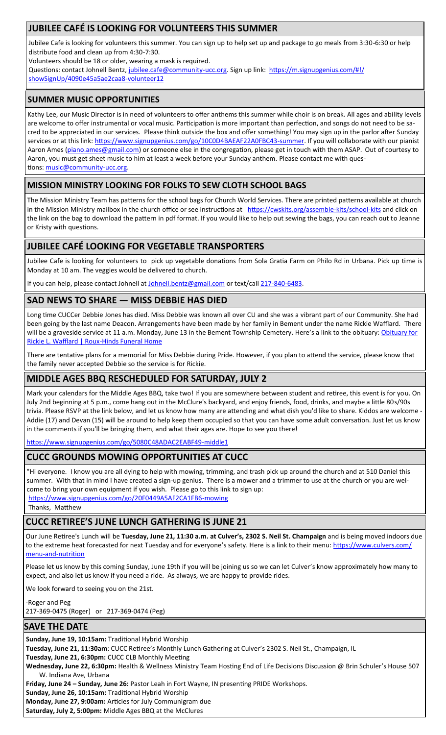## JUBILEE CAFÉ IS LOOKING FOR VOLUNTEERS THIS SUMMER

Jubilee Cafe is looking for volunteers this summer. You can sign up to help set up and package to go meals from 3:30-6:30 or help distribute food and clean up from 4:30-7:30.

Volunteers should be 18 or older, wearing a mask is required.

Questions: contact Johnell Bentz, jubilee.cafe@community-ucc.org. Sign up link: https://m.signupgenius.com/#!/showSignUp/4090e45a5ae2caa8-volunteer12

## SUMMER MUSIC OPPORTUNITIES

Kathy Lee, our Music Director is in need of volunteers to offer anthems this summer while choir is on break. All ages and ability levels are welcome to offer instrumental or vocal music. Participation is more important than perfection, and songs do not need to be sacred to be appreciated in our services. Please think outside the box and offer something! You may sign up in the parlor after Sunday services or at this link: https://www.signupgenius.com/go/10C0D4BAEAF22A0FBC43-summer. If you will collaborate with our pianist Aaron Ames (piano.ames@gmail.com) or someone else in the congregation, please get in touch with them ASAP. Out of courtesy to Aaron, you must get sheet music to him at least a week before your Sunday anthem. Please contact me with questions: music@community-ucc.org.

## MISSION MINISTRY LOOKING FOR FOLKS TO SEW CLOTH SCHOOL BAGS

The Mission Ministry Team has patterns for the school bags for Church World Services. There are printed patterns available at church in the Mission Ministry mailbox in the church office or see instructions at https://cwskits.org/assemble-kits/school-kits and click on the link on the bag to download the pattern in pdf format. If you would like to help out sewing the bags, you can reach out to Jeanne or Kristy with questions.

## JUBILEE CAFÉ LOOKING FOR VEGETABLE TRANSPORTERS

Jubilee Cafe is looking for volunteers to pick up vegetable donations from Sola Gratia Farm on Philo Rd in Urbana. Pick up time is Monday at 10 am. The veggies would be delivered to church.

If you can help, please contact Johnell at Johnell.bentz@gmail.com or text/call 217-840-6483.

## SAD NEWS TO SHARE — MISS DEBBIE HAS DIED

Long time CUCCer Debbie Jones has died. Miss Debbie was known all over CU and she was a vibrant part of our Community. She had been going by the last name Deacon. Arrangements have been made by her family in Bement under the name Rickie Wafflard. There will be a graveside service at 11 a.m. Monday, June 13 in the Bement Township Cemetery. Here's a link to the obituary: Obituary for Rickie L. Wafflard | Roux-Hinds Funeral Home

There are tentative plans for a memorial for Miss Debbie during Pride. However, if you plan to attend the service, please know that the family never accepted Debbie so the service is for Rickie.

## MIDDLE AGES BBQ RESCHEDULED FOR SATURDAY, JULY 2

Mark your calendars for the Middle Ages BBQ, take two! If you are somewhere between student and retiree, this event is for you. On July 2nd beginning at 5 p.m., come hang out in the McClure's backyard, and enjoy friends, food, drinks, and maybe a little 80s/90s trivia. Please RSVP at the link below, and let us know how many are attending and what dish you'd like to share. Kiddos are welcome - Addie (17) and Devan (15) will be around to help keep them occupied so that you can have some adult conversation. Just let us know in the comments if you'll be bringing them, and what their ages are. Hope to see you there!

https://www.signupgenius.com/go/5080C48ADAC2EABF49-middle1

## CUCC GROUNDS MOWING OPPORTUNITIES AT CUCC

"Hi everyone. I know you are all dying to help with mowing, trimming, and trash pick up around the church and at 510 Daniel this summer. With that in mind I have created a sign-up genius. There is a mower and a trimmer to use at the church or you are welcome to bring your own equipment if you wish. Please go to this link to sign up:
https://www.signupgenius.com/go/20F0449A5AF2CA1FB6-mowing
Thanks, Matthew

## CUCC RETIREE'S JUNE LUNCH GATHERING IS JUNE 21

Our June Retiree's Lunch will be **Tuesday, June 21, 11:30 a.m. at Culver's, 2302 S. Neil St. Champaign** and is being moved indoors due to the extreme heat forecasted for next Tuesday and for everyone's safety. Here is a link to their menu: https://www.culvers.com/menu-and-nutrition

Please let us know by this coming Sunday, June 19th if you will be joining us so we can let Culver's know approximately how many to expect, and also let us know if you need a ride. As always, we are happy to provide rides.

We look forward to seeing you on the 21st.

-Roger and Peg
217-369-0475 (Roger) or 217-369-0474 (Peg)

## SAVE THE DATE

**Sunday, June 19, 10:15am:** Traditional Hybrid Worship
**Tuesday, June 21, 11:30am**: CUCC Retiree's Monthly Lunch Gathering at Culver's 2302 S. Neil St., Champaign, IL
**Tuesday, June 21, 6:30pm:** CUCC CLB Monthly Meeting
**Wednesday, June 22, 6:30pm:** Health & Wellness Ministry Team Hosting End of Life Decisions Discussion @ Brin Schuler's House 507 W. Indiana Ave, Urbana
**Friday, June 24 – Sunday, June 26:** Pastor Leah in Fort Wayne, IN presenting PRIDE Workshops.
**Sunday, June 26, 10:15am:** Traditional Hybrid Worship
**Monday, June 27, 9:00am:** Articles for July Communigram due
**Saturday, July 2, 5:00pm:** Middle Ages BBQ at the McClures